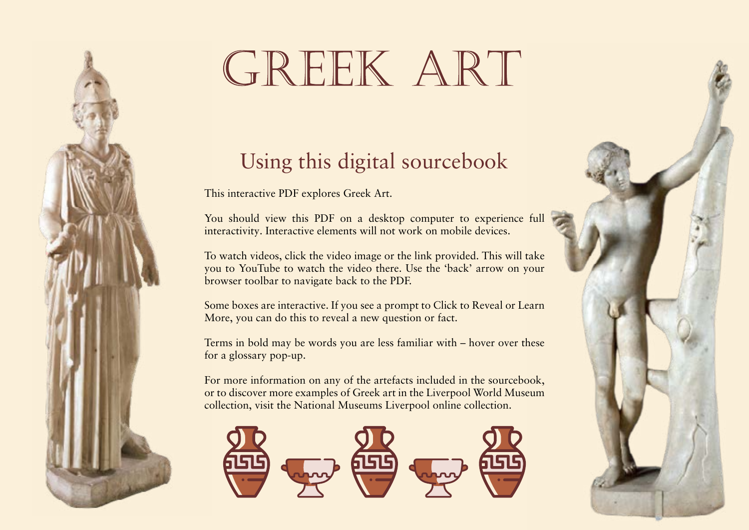# GREEK ART

## Using this digital sourcebook

This interactive PDF explores Greek Art.

You should view this PDF on a desktop computer to experience full interactivity. Interactive elements will not work on mobile devices.

To watch videos, click the video image or the link provided. This will take you to YouTube to watch the video there. Use the 'back' arrow on your browser toolbar to navigate back to the PDF.

Some boxes are interactive. If you see a prompt to Click to Reveal or Learn More, you can do this to reveal a new question or fact.

Terms in bold may be words you are less familiar with – hover over these for a glossary pop-up.

For more information on any of the artefacts included in the sourcebook, or to discover more examples of Greek art in the Liverpool World Museum collection, visit the National Museums Liverpool online collection.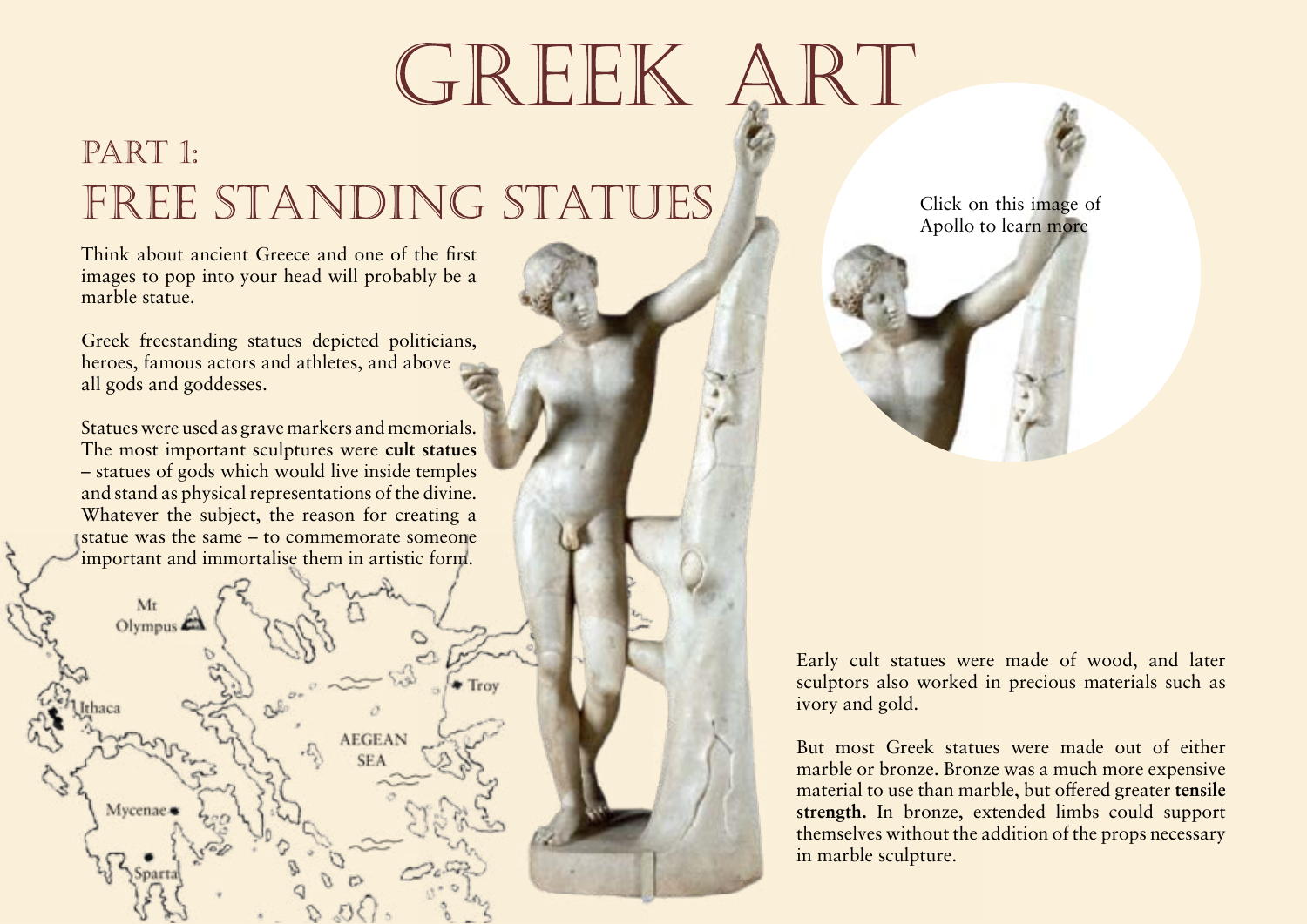# Greek Art

## Part 1:
## Free Standing Statues

Think about ancient Greece and one of the first images to pop into your head will probably be a marble statue.

Greek freestanding statues depicted politicians, heroes, famous actors and athletes, and above all gods and goddesses.

Statues were used as grave markers and memorials. The most important sculptures were **cult statues** – statues of gods which would live inside temples and stand as physical representations of the divine. Whatever the subject, the reason for creating a statue was the same – to commemorate someone important and immortalise them in artistic form.

Click on this image of Apollo to learn more

Early cult statues were made of wood, and later sculptors also worked in precious materials such as ivory and gold.

But most Greek statues were made out of either marble or bronze. Bronze was a much more expensive material to use than marble, but offered greater **tensile strength.** In bronze, extended limbs could support themselves without the addition of the props necessary in marble sculpture.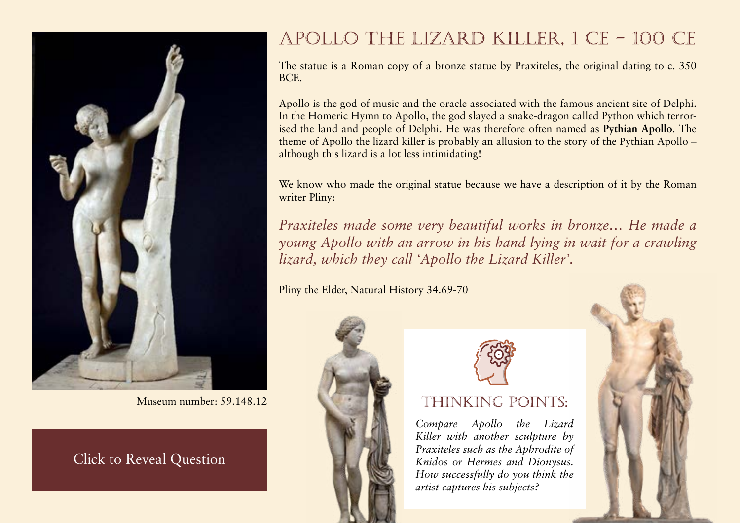# APOLLO THE LIZARD KILLER, 1 CE – 100 CE

The statue is a Roman copy of a bronze statue by Praxiteles, the original dating to c. 350 BCE.

Apollo is the god of music and the oracle associated with the famous ancient site of Delphi. In the Homeric Hymn to Apollo, the god slayed a snake-dragon called Python which terrorised the land and people of Delphi. He was therefore often named as **Pythian Apollo**. The theme of Apollo the lizard killer is probably an allusion to the story of the Pythian Apollo – although this lizard is a lot less intimidating!

We know who made the original statue because we have a description of it by the Roman writer Pliny:

*Praxiteles made some very beautiful works in bronze... He made a young Apollo with an arrow in his hand lying in wait for a crawling lizard, which they call 'Apollo the Lizard Killer'.*

Pliny the Elder, Natural History 34.69-70

Museum number: 59.148.12

Click to Reveal Question

## THINKING POINTS:

*Compare Apollo the Lizard Killer with another sculpture by Praxiteles such as the Aphrodite of Knidos or Hermes and Dionysus. How successfully do you think the artist captures his subjects?*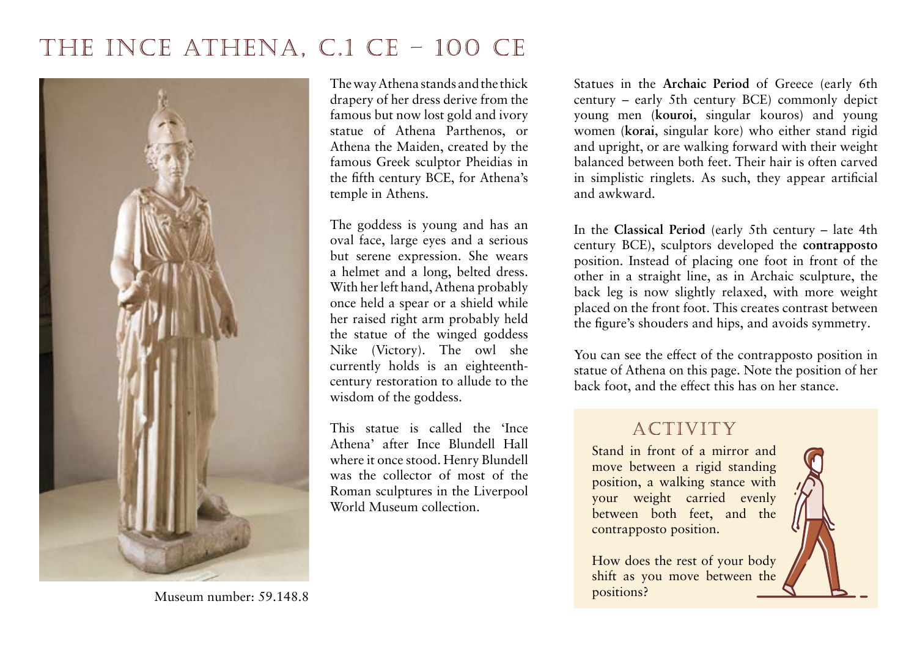# THE INCE ATHENA, C.1 CE – 100 CE

Museum number: 59.148.8

The way Athena stands and the thick drapery of her dress derive from the famous but now lost gold and ivory statue of Athena Parthenos, or Athena the Maiden, created by the famous Greek sculptor Pheidias in the fifth century BCE, for Athena's temple in Athens.

The goddess is young and has an oval face, large eyes and a serious but serene expression. She wears a helmet and a long, belted dress. With her left hand, Athena probably once held a spear or a shield while her raised right arm probably held the statue of the winged goddess Nike (Victory). The owl she currently holds is an eighteenth-century restoration to allude to the wisdom of the goddess.

This statue is called the 'Ince Athena' after Ince Blundell Hall where it once stood. Henry Blundell was the collector of most of the Roman sculptures in the Liverpool World Museum collection.

Statues in the **Archaic Period** of Greece (early 6th century – early 5th century BCE) commonly depict young men (**kouroi**, singular kouros) and young women (**korai**, singular kore) who either stand rigid and upright, or are walking forward with their weight balanced between both feet. Their hair is often carved in simplistic ringlets. As such, they appear artificial and awkward.

In the **Classical Period** (early 5th century – late 4th century BCE), sculptors developed the **contrapposto** position. Instead of placing one foot in front of the other in a straight line, as in Archaic sculpture, the back leg is now slightly relaxed, with more weight placed on the front foot. This creates contrast between the figure's shouders and hips, and avoids symmetry.

You can see the effect of the contrapposto position in statue of Athena on this page. Note the position of her back foot, and the effect this has on her stance.

## ACTIVITY

Stand in front of a mirror and move between a rigid standing position, a walking stance with your weight carried evenly between both feet, and the contrapposto position.

How does the rest of your body shift as you move between the positions?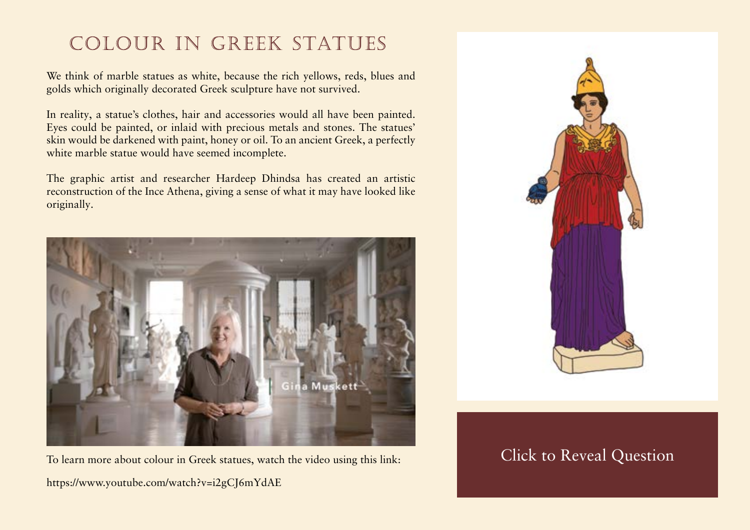# Colour in Greek Statues

We think of marble statues as white, because the rich yellows, reds, blues and golds which originally decorated Greek sculpture have not survived.

In reality, a statue's clothes, hair and accessories would all have been painted. Eyes could be painted, or inlaid with precious metals and stones. The statues' skin would be darkened with paint, honey or oil. To an ancient Greek, a perfectly white marble statue would have seemed incomplete.

The graphic artist and researcher Hardeep Dhindsa has created an artistic reconstruction of the Ince Athena, giving a sense of what it may have looked like originally.

To learn more about colour in Greek statues, watch the video using this link:

https://www.youtube.com/watch?v=i2gCJ6mYdAE

Click to Reveal Question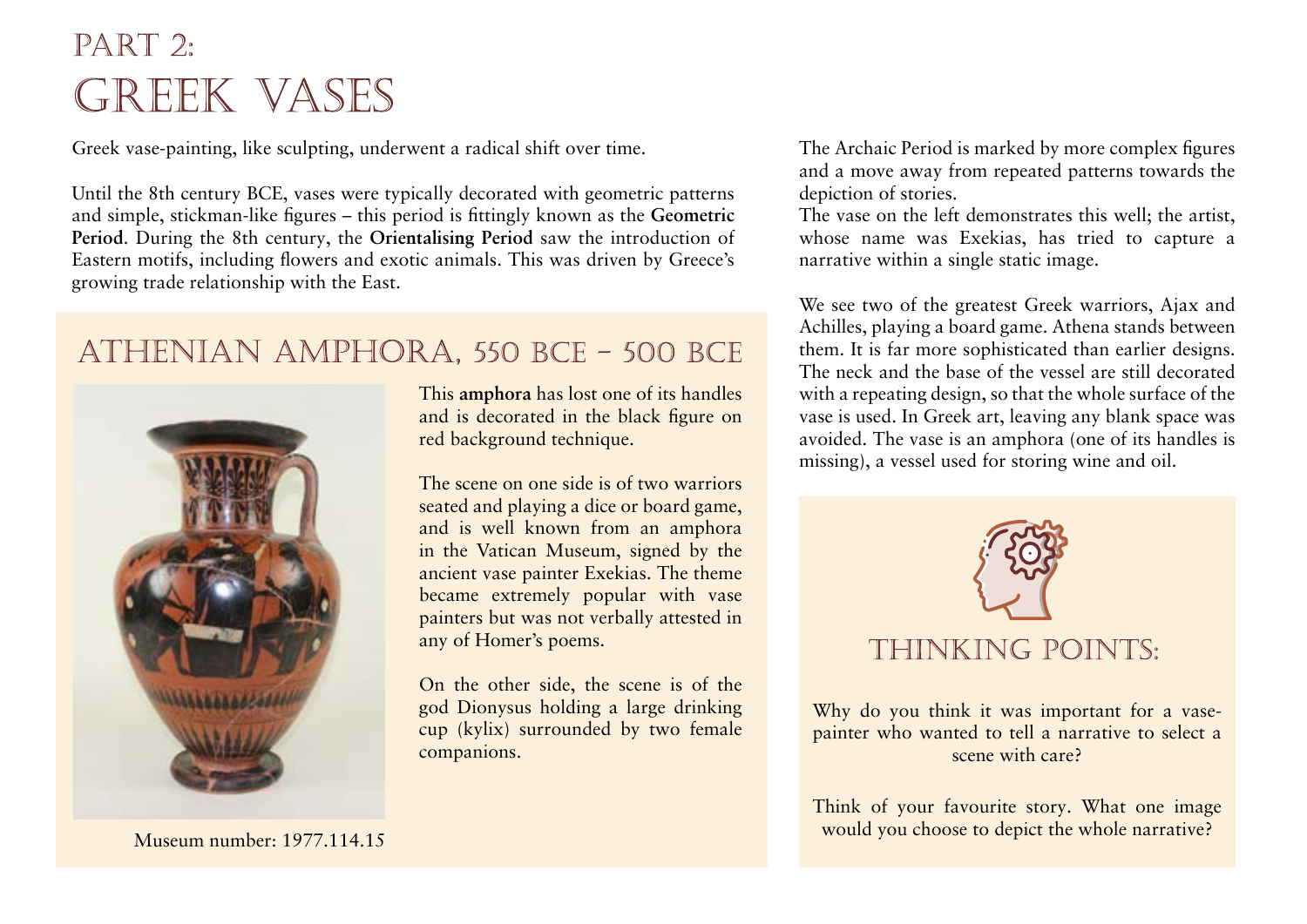# Part 2:
# Greek Vases

Greek vase-painting, like sculpting, underwent a radical shift over time.

Until the 8th century BCE, vases were typically decorated with geometric patterns and simple, stickman-like figures – this period is fittingly known as the **Geometric Period**. During the 8th century, the **Orientalising Period** saw the introduction of Eastern motifs, including flowers and exotic animals. This was driven by Greece's growing trade relationship with the East.

## Athenian Amphora, 550 BCE – 500 BCE

This **amphora** has lost one of its handles and is decorated in the black figure on red background technique.

The scene on one side is of two warriors seated and playing a dice or board game, and is well known from an amphora in the Vatican Museum, signed by the ancient vase painter Exekias. The theme became extremely popular with vase painters but was not verbally attested in any of Homer's poems.

On the other side, the scene is of the god Dionysus holding a large drinking cup (kylix) surrounded by two female companions.

Museum number: 1977.114.15

The Archaic Period is marked by more complex figures and a move away from repeated patterns towards the depiction of stories.

The vase on the left demonstrates this well; the artist, whose name was Exekias, has tried to capture a narrative within a single static image.

We see two of the greatest Greek warriors, Ajax and Achilles, playing a board game. Athena stands between them. It is far more sophisticated than earlier designs. The neck and the base of the vessel are still decorated with a repeating design, so that the whole surface of the vase is used. In Greek art, leaving any blank space was avoided. The vase is an amphora (one of its handles is missing), a vessel used for storing wine and oil.

## Thinking Points:

Why do you think it was important for a vase-painter who wanted to tell a narrative to select a scene with care?

Think of your favourite story. What one image would you choose to depict the whole narrative?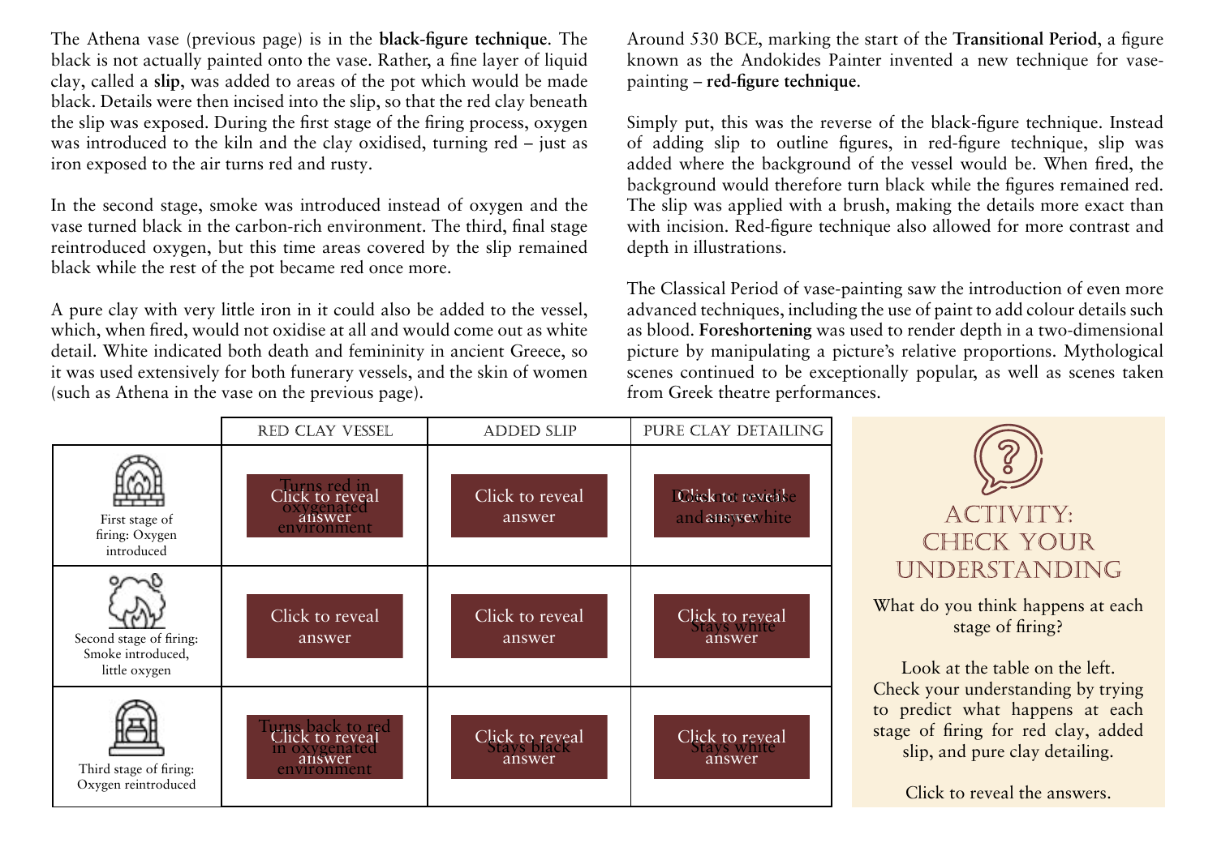The Athena vase (previous page) is in the **black-figure technique**. The black is not actually painted onto the vase. Rather, a fine layer of liquid clay, called a **slip**, was added to areas of the pot which would be made black. Details were then incised into the slip, so that the red clay beneath the slip was exposed. During the first stage of the firing process, oxygen was introduced to the kiln and the clay oxidised, turning red – just as iron exposed to the air turns red and rusty.

In the second stage, smoke was introduced instead of oxygen and the vase turned black in the carbon-rich environment. The third, final stage reintroduced oxygen, but this time areas covered by the slip remained black while the rest of the pot became red once more.

A pure clay with very little iron in it could also be added to the vessel, which, when fired, would not oxidise at all and would come out as white detail. White indicated both death and femininity in ancient Greece, so it was used extensively for both funerary vessels, and the skin of women (such as Athena in the vase on the previous page).

Around 530 BCE, marking the start of the **Transitional Period**, a figure known as the Andokides Painter invented a new technique for vase-painting – **red-figure technique**.

Simply put, this was the reverse of the black-figure technique. Instead of adding slip to outline figures, in red-figure technique, slip was added where the background of the vessel would be. When fired, the background would therefore turn black while the figures remained red. The slip was applied with a brush, making the details more exact than with incision. Red-figure technique also allowed for more contrast and depth in illustrations.

The Classical Period of vase-painting saw the introduction of even more advanced techniques, including the use of paint to add colour details such as blood. **Foreshortening** was used to render depth in a two-dimensional picture by manipulating a picture's relative proportions. Mythological scenes continued to be exceptionally popular, as well as scenes taken from Greek theatre performances.

| | Red Clay Vessel | Added Slip | Pure Clay Detailing |
|---|---|---|---|
| First stage of firing: Oxygen introduced | Click to reveal answer (Turns red in oxygenated environment) | Click to reveal answer | Click to reveal answer (Does not oxidise and stays white) |
| Second stage of firing: Smoke introduced, little oxygen | Click to reveal answer | Click to reveal answer | Click to reveal answer (Stays white) |
| Third stage of firing: Oxygen reintroduced | Click to reveal answer (Turns back to red in oxygenated environment) | Click to reveal answer (Stays black) | Click to reveal answer (Stays white) |

## Activity: Check Your Understanding

What do you think happens at each stage of firing?

Look at the table on the left. Check your understanding by trying to predict what happens at each stage of firing for red clay, added slip, and pure clay detailing.

Click to reveal the answers.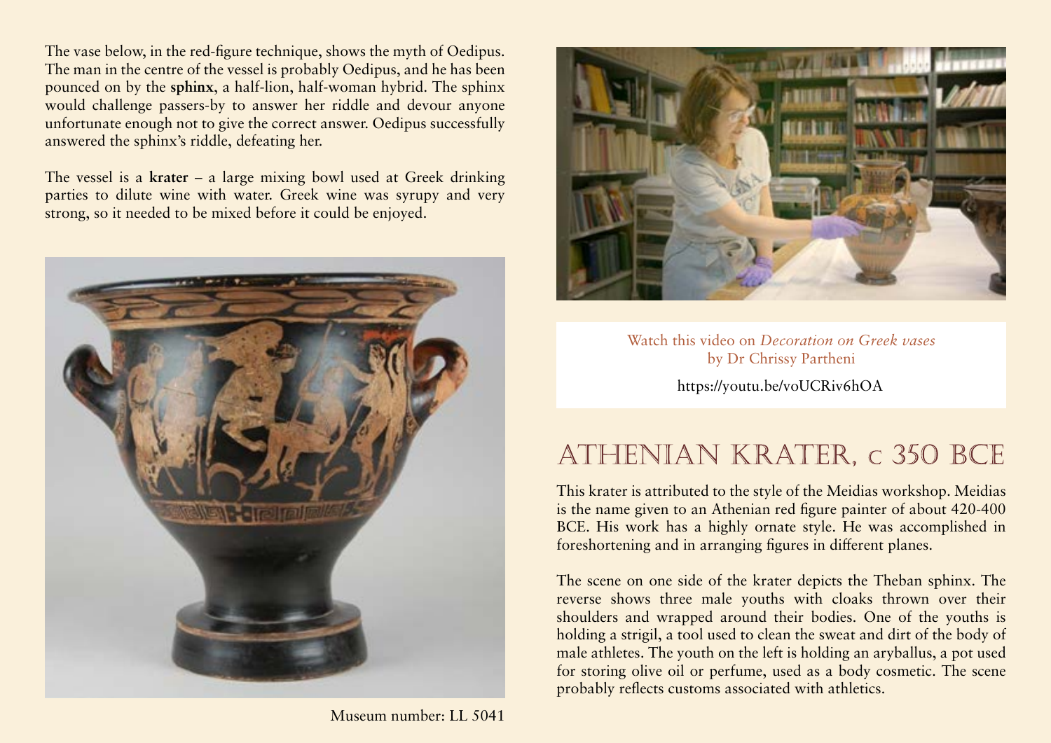The vase below, in the red-figure technique, shows the myth of Oedipus. The man in the centre of the vessel is probably Oedipus, and he has been pounced on by the **sphinx**, a half-lion, half-woman hybrid. The sphinx would challenge passers-by to answer her riddle and devour anyone unfortunate enough not to give the correct answer. Oedipus successfully answered the sphinx's riddle, defeating her.

The vessel is a **krater** – a large mixing bowl used at Greek drinking parties to dilute wine with water. Greek wine was syrupy and very strong, so it needed to be mixed before it could be enjoyed.

Museum number: LL 5041

Watch this video on *Decoration on Greek vases* by Dr Chrissy Partheni

https://youtu.be/voUCRiv6hOA

# Athenian krater, c 350 BCE

This krater is attributed to the style of the Meidias workshop. Meidias is the name given to an Athenian red figure painter of about 420-400 BCE. His work has a highly ornate style. He was accomplished in foreshortening and in arranging figures in different planes.

The scene on one side of the krater depicts the Theban sphinx. The reverse shows three male youths with cloaks thrown over their shoulders and wrapped around their bodies. One of the youths is holding a strigil, a tool used to clean the sweat and dirt of the body of male athletes. The youth on the left is holding an aryballus, a pot used for storing olive oil or perfume, used as a body cosmetic. The scene probably reflects customs associated with athletics.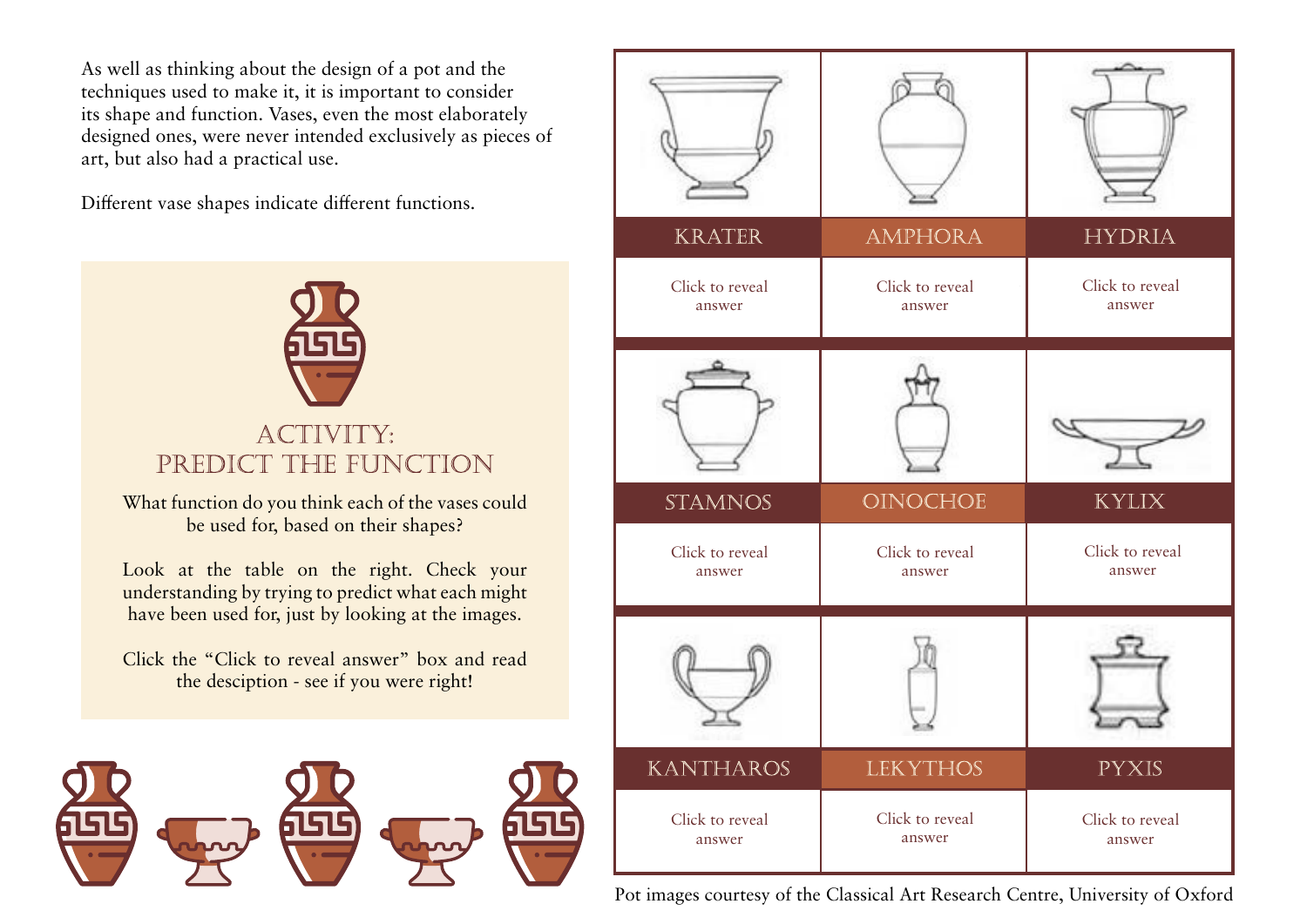As well as thinking about the design of a pot and the techniques used to make it, it is important to consider its shape and function. Vases, even the most elaborately designed ones, were never intended exclusively as pieces of art, but also had a practical use.

Different vase shapes indicate different functions.

## ACTIVITY: PREDICT THE FUNCTION

What function do you think each of the vases could be used for, based on their shapes?

Look at the table on the right. Check your understanding by trying to predict what each might have been used for, just by looking at the images.

Click the "Click to reveal answer" box and read the desciption - see if you were right!

| KRATER | AMPHORA | HYDRIA |
| --- | --- | --- |
| Click to reveal answer | Click to reveal answer | Click to reveal answer |
| **STAMNOS** | **OINOCHOE** | **KYLIX** |
| Click to reveal answer | Click to reveal answer | Click to reveal answer |
| **KANTHAROS** | **LEKYTHOS** | **PYXIS** |
| Click to reveal answer | Click to reveal answer | Click to reveal answer |

Pot images courtesy of the Classical Art Research Centre, University of Oxford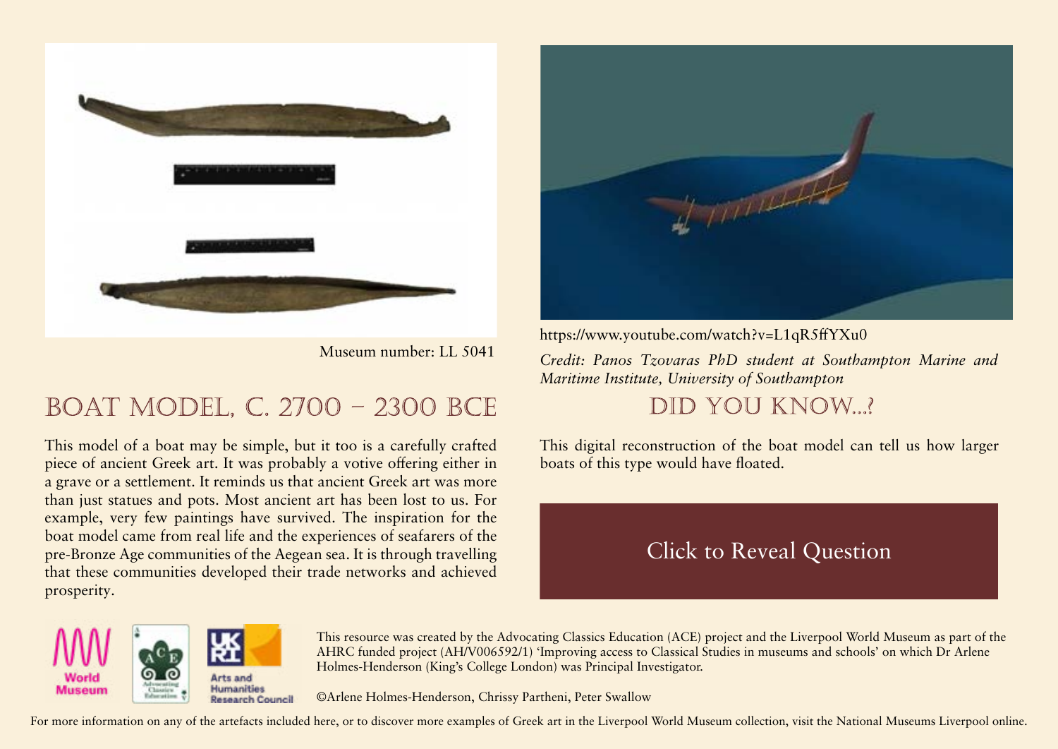Museum number: LL 5041

## BOAT MODEL, C. 2700 – 2300 BCE

This model of a boat may be simple, but it too is a carefully crafted piece of ancient Greek art. It was probably a votive offering either in a grave or a settlement. It reminds us that ancient Greek art was more than just statues and pots. Most ancient art has been lost to us. For example, very few paintings have survived. The inspiration for the boat model came from real life and the experiences of seafarers of the pre-Bronze Age communities of the Aegean sea. It is through travelling that these communities developed their trade networks and achieved prosperity.

https://www.youtube.com/watch?v=L1qR5ffYXu0

*Credit: Panos Tzovaras PhD student at Southampton Marine and Maritime Institute, University of Southampton*

## DID YOU KNOW...?

This digital reconstruction of the boat model can tell us how larger boats of this type would have floated.

Click to Reveal Question

This resource was created by the Advocating Classics Education (ACE) project and the Liverpool World Museum as part of the AHRC funded project (AH/V006592/1) 'Improving access to Classical Studies in museums and schools' on which Dr Arlene Holmes-Henderson (King's College London) was Principal Investigator.

©Arlene Holmes-Henderson, Chrissy Partheni, Peter Swallow

For more information on any of the artefacts included here, or to discover more examples of Greek art in the Liverpool World Museum collection, visit the National Museums Liverpool online.